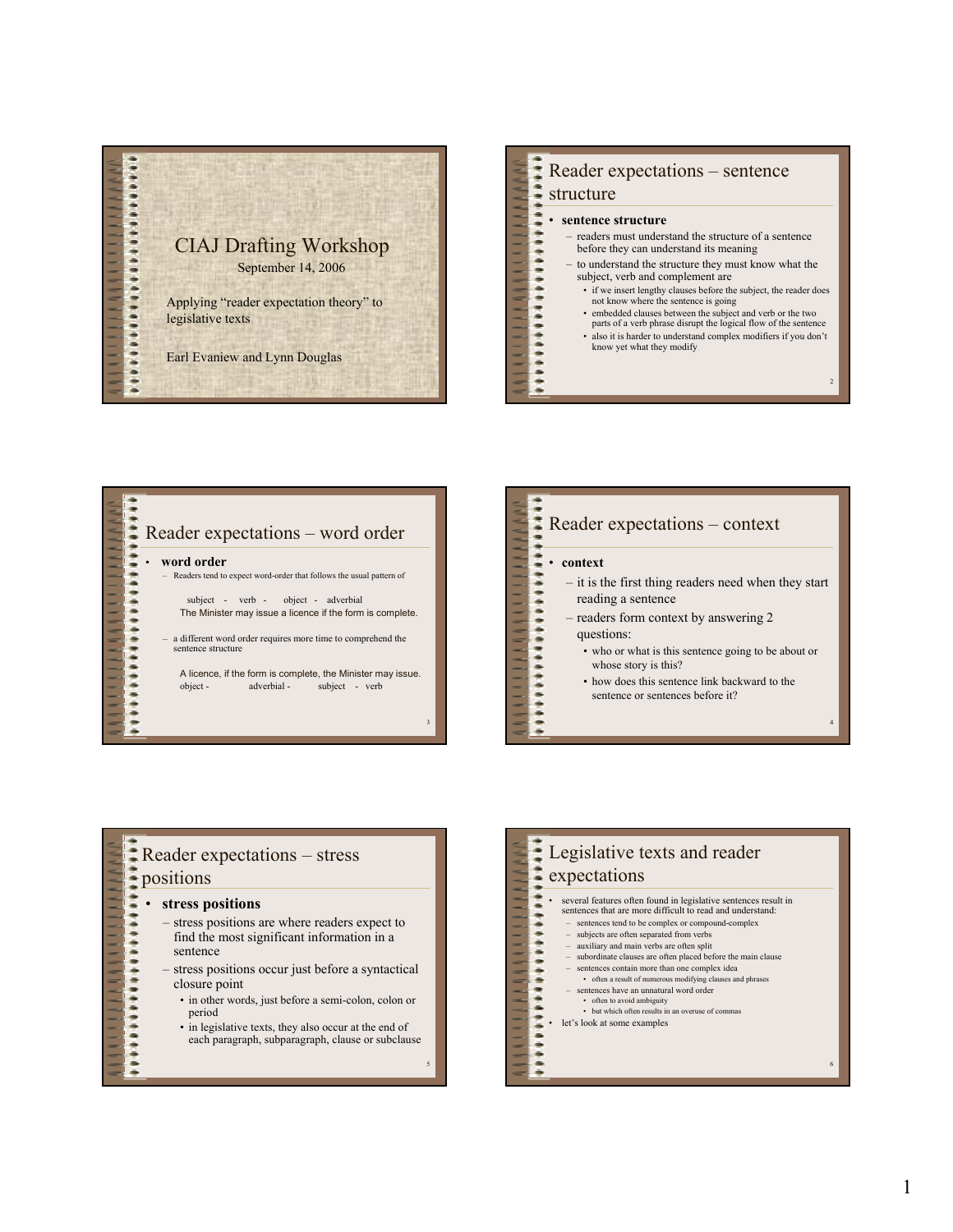# CIAJ Drafting Workshop

September 14, 2006

Applying "reader expectation theory" to legislative texts

Earl Evaniew and Lynn Douglas

## Reader expectations – sentence structure

- **sentence structure**
  - readers must understand the structure of a sentence before they can understand its meaning
  - to understand the structure they must know what the subject, verb and complement are
    - if we insert lengthy clauses before the subject, the reader does not know where the sentence is going
    - embedded clauses between the subject and verb or the two parts of a verb phrase disrupt the logical flow of the sentence
    - also it is harder to understand complex modifiers if you don't know yet what they modify

## Reader expectations – word order

- **word order**
  - Readers tend to expect word-order that follows the usual pattern of

    subject - verb - object - adverbial

    The Minister may issue a licence if the form is complete.

  - a different word order requires more time to comprehend the sentence structure

    A licence, if the form is complete, the Minister may issue.

    object - adverbial - subject - verb

## Reader expectations – context

- **context**
  - it is the first thing readers need when they start reading a sentence
  - readers form context by answering 2 questions:
    - who or what is this sentence going to be about or whose story is this?
    - how does this sentence link backward to the sentence or sentences before it?

## Reader expectations – stress positions

- **stress positions**
  - stress positions are where readers expect to find the most significant information in a sentence
  - stress positions occur just before a syntactical closure point
    - in other words, just before a semi-colon, colon or period
    - in legislative texts, they also occur at the end of each paragraph, subparagraph, clause or subclause

## Legislative texts and reader expectations

- several features often found in legislative sentences result in sentences that are more difficult to read and understand:
  - sentences tend to be complex or compound-complex
  - subjects are often separated from verbs
  - auxiliary and main verbs are often split
  - subordinate clauses are often placed before the main clause
  - sentences contain more than one complex idea
    - often a result of numerous modifying clauses and phrases
  - sentences have an unnatural word order
    - often to avoid ambiguity
    - but which often results in an overuse of commas
- let's look at some examples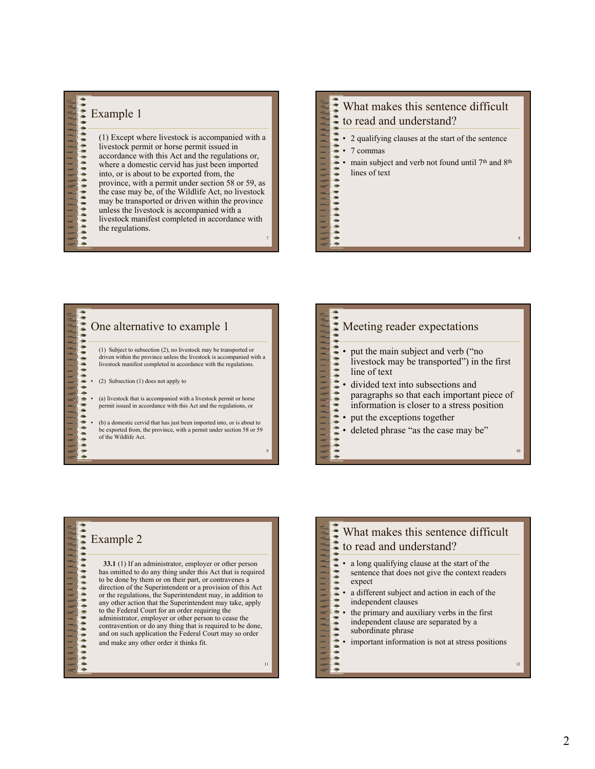## Example 1

(1) Except where livestock is accompanied with a livestock permit or horse permit issued in accordance with this Act and the regulations or, where a domestic cervid has just been imported into, or is about to be exported from, the province, with a permit under section 58 or 59, as the case may be, of the Wildlife Act, no livestock may be transported or driven within the province unless the livestock is accompanied with a livestock manifest completed in accordance with the regulations.

## What makes this sentence difficult to read and understand?

- 2 qualifying clauses at the start of the sentence
- 7 commas
- main subject and verb not found until 7th and 8th lines of text

## One alternative to example 1

(1) Subject to subsection (2), no livestock may be transported or driven within the province unless the livestock is accompanied with a livestock manifest completed in accordance with the regulations.

- (2) Subsection (1) does not apply to
- (a) livestock that is accompanied with a livestock permit or horse permit issued in accordance with this Act and the regulations, or
- (b) a domestic cervid that has just been imported into, or is about to be exported from, the province, with a permit under section 58 or 59 of the Wildlife Act.

## Meeting reader expectations

- put the main subject and verb ("no livestock may be transported") in the first line of text
- divided text into subsections and paragraphs so that each important piece of information is closer to a stress position
- put the exceptions together
- deleted phrase "as the case may be"

## Example 2

**33.1** (1) If an administrator, employer or other person has omitted to do any thing under this Act that is required to be done by them or on their part, or contravenes a direction of the Superintendent or a provision of this Act or the regulations, the Superintendent may, in addition to any other action that the Superintendent may take, apply to the Federal Court for an order requiring the administrator, employer or other person to cease the contravention or do any thing that is required to be done, and on such application the Federal Court may so order and make any other order it thinks fit.

## What makes this sentence difficult to read and understand?

- a long qualifying clause at the start of the sentence that does not give the context readers expect
- a different subject and action in each of the independent clauses
- the primary and auxiliary verbs in the first independent clause are separated by a subordinate phrase
- important information is not at stress positions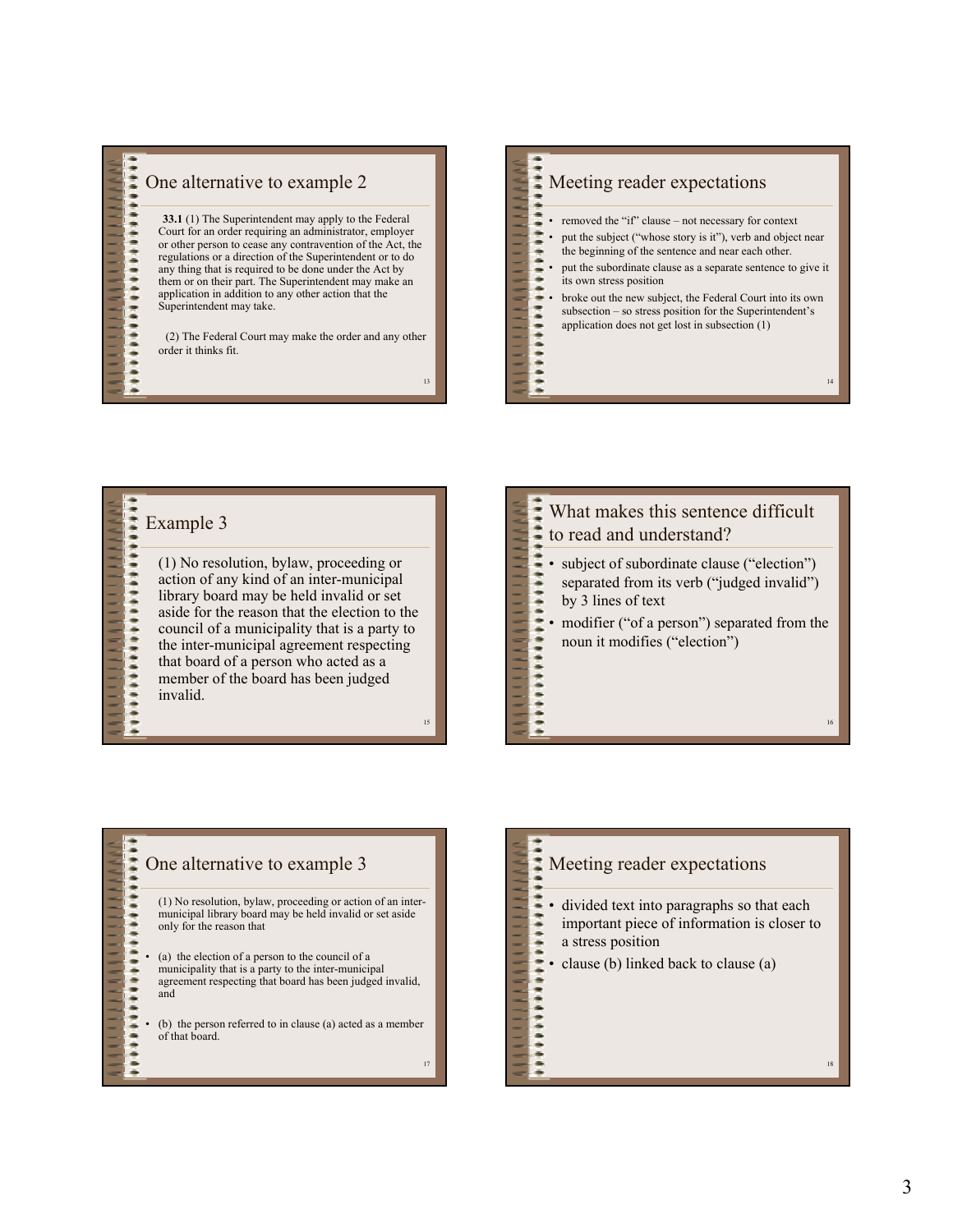## One alternative to example 2

**33.1** (1) The Superintendent may apply to the Federal Court for an order requiring an administrator, employer or other person to cease any contravention of the Act, the regulations or a direction of the Superintendent or to do any thing that is required to be done under the Act by them or on their part. The Superintendent may make an application in addition to any other action that the Superintendent may take.

(2) The Federal Court may make the order and any other order it thinks fit.

## Meeting reader expectations

- removed the "if" clause – not necessary for context
- put the subject ("whose story is it"), verb and object near the beginning of the sentence and near each other.
- put the subordinate clause as a separate sentence to give it its own stress position
- broke out the new subject, the Federal Court into its own subsection – so stress position for the Superintendent's application does not get lost in subsection (1)

## Example 3

(1) No resolution, bylaw, proceeding or action of any kind of an inter-municipal library board may be held invalid or set aside for the reason that the election to the council of a municipality that is a party to the inter-municipal agreement respecting that board of a person who acted as a member of the board has been judged invalid.

## What makes this sentence difficult to read and understand?

- subject of subordinate clause ("election") separated from its verb ("judged invalid") by 3 lines of text
- modifier ("of a person") separated from the noun it modifies ("election")

## One alternative to example 3

(1) No resolution, bylaw, proceeding or action of an inter-municipal library board may be held invalid or set aside only for the reason that

- (a) the election of a person to the council of a municipality that is a party to the inter-municipal agreement respecting that board has been judged invalid, and
- (b) the person referred to in clause (a) acted as a member of that board.

## Meeting reader expectations

- divided text into paragraphs so that each important piece of information is closer to a stress position
- clause (b) linked back to clause (a)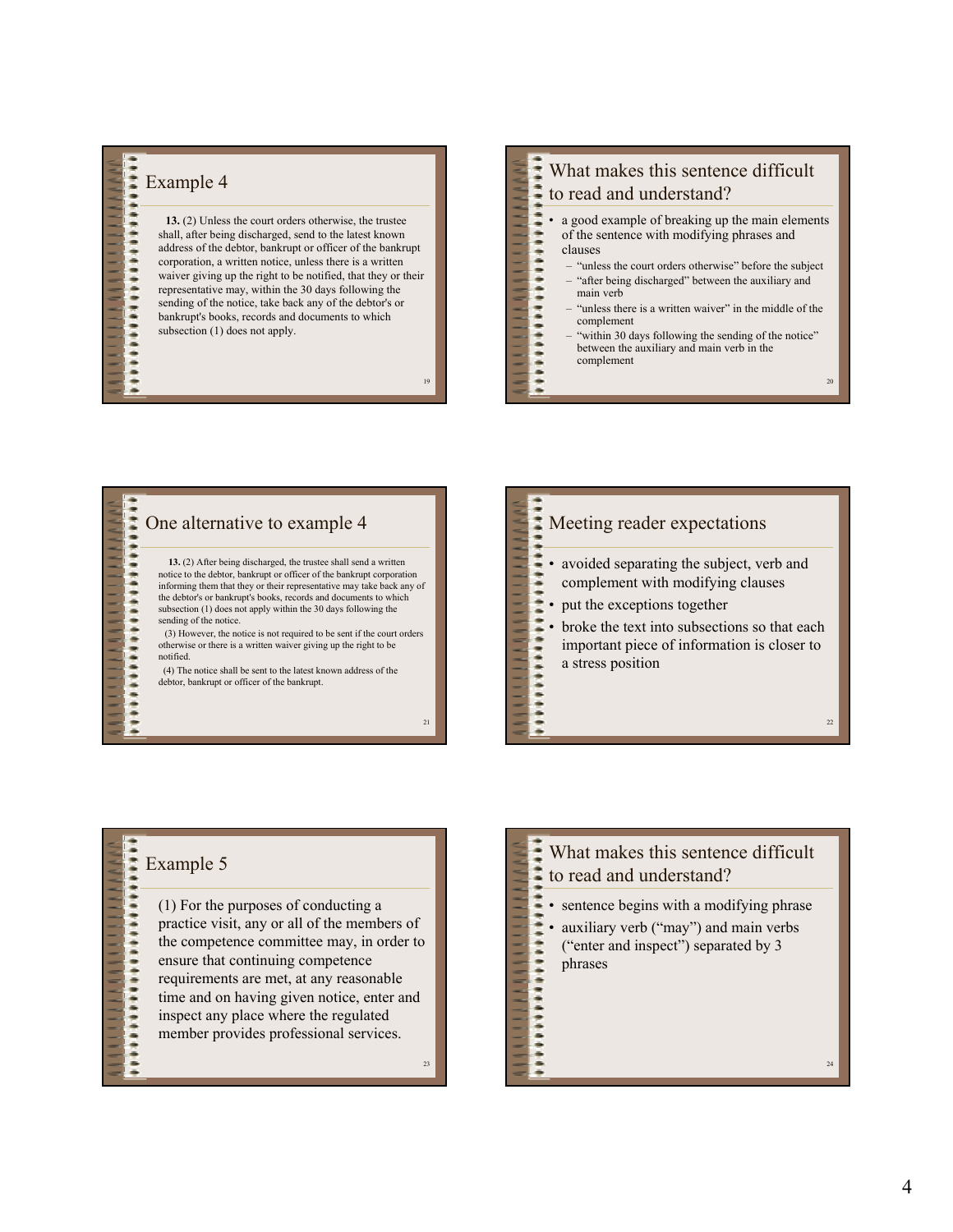## Example 4

**13.** (2) Unless the court orders otherwise, the trustee shall, after being discharged, send to the latest known address of the debtor, bankrupt or officer of the bankrupt corporation, a written notice, unless there is a written waiver giving up the right to be notified, that they or their representative may, within the 30 days following the sending of the notice, take back any of the debtor's or bankrupt's books, records and documents to which subsection (1) does not apply.

## What makes this sentence difficult to read and understand?

- a good example of breaking up the main elements of the sentence with modifying phrases and clauses
  - "unless the court orders otherwise" before the subject
  - "after being discharged" between the auxiliary and main verb
  - "unless there is a written waiver" in the middle of the complement
  - "within 30 days following the sending of the notice" between the auxiliary and main verb in the complement

## One alternative to example 4

**13.** (2) After being discharged, the trustee shall send a written notice to the debtor, bankrupt or officer of the bankrupt corporation informing them that they or their representative may take back any of the debtor's or bankrupt's books, records and documents to which subsection (1) does not apply within the 30 days following the sending of the notice.

(3) However, the notice is not required to be sent if the court orders otherwise or there is a written waiver giving up the right to be notified.

(4) The notice shall be sent to the latest known address of the debtor, bankrupt or officer of the bankrupt.

## Meeting reader expectations

- avoided separating the subject, verb and complement with modifying clauses
- put the exceptions together
- broke the text into subsections so that each important piece of information is closer to a stress position

## Example 5

(1) For the purposes of conducting a practice visit, any or all of the members of the competence committee may, in order to ensure that continuing competence requirements are met, at any reasonable time and on having given notice, enter and inspect any place where the regulated member provides professional services.

## What makes this sentence difficult to read and understand?

- sentence begins with a modifying phrase
- auxiliary verb ("may") and main verbs ("enter and inspect") separated by 3 phrases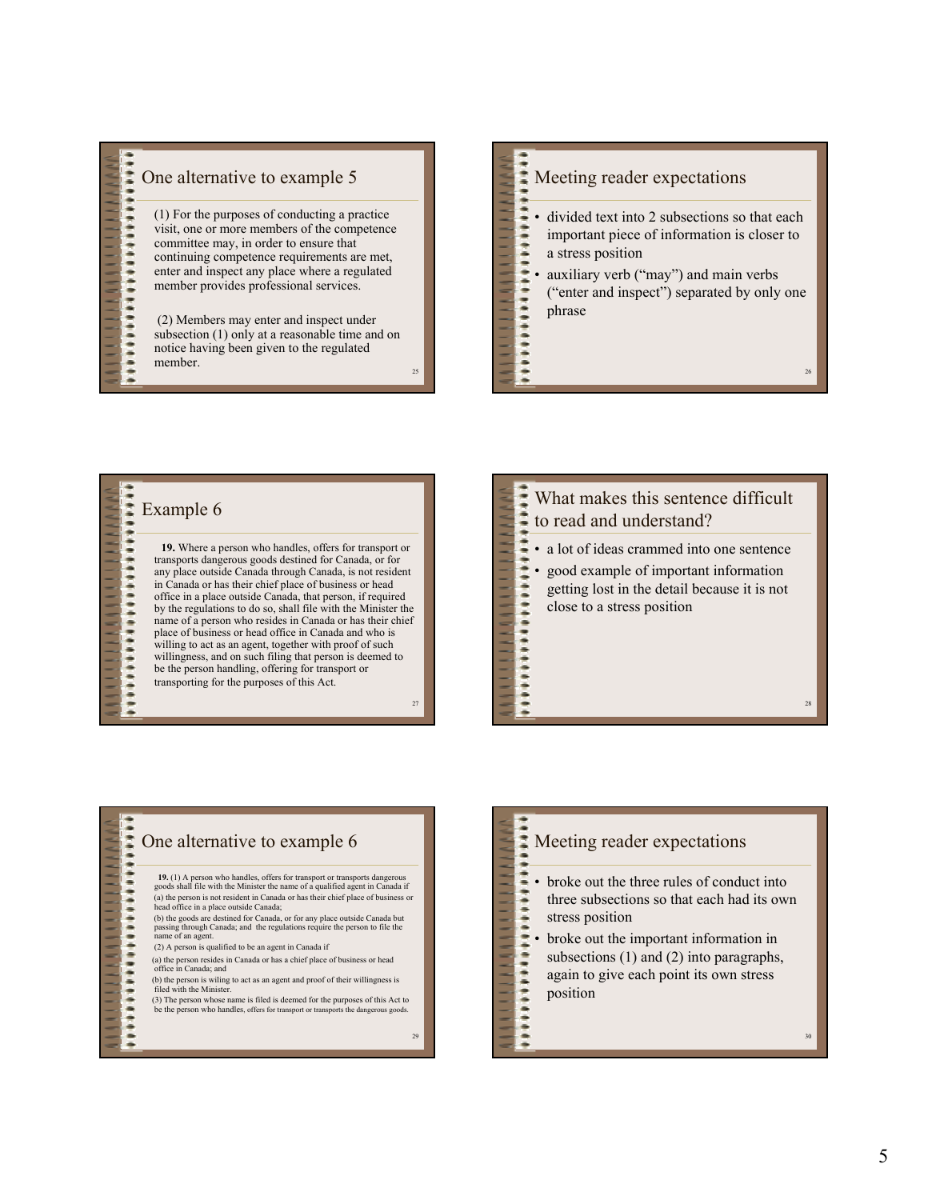## One alternative to example 5

(1) For the purposes of conducting a practice visit, one or more members of the competence committee may, in order to ensure that continuing competence requirements are met, enter and inspect any place where a regulated member provides professional services.

(2) Members may enter and inspect under subsection (1) only at a reasonable time and on notice having been given to the regulated member.

## Meeting reader expectations

- divided text into 2 subsections so that each important piece of information is closer to a stress position
- auxiliary verb ("may") and main verbs ("enter and inspect") separated by only one phrase

## Example 6

**19.** Where a person who handles, offers for transport or transports dangerous goods destined for Canada, or for any place outside Canada through Canada, is not resident in Canada or has their chief place of business or head office in a place outside Canada, that person, if required by the regulations to do so, shall file with the Minister the name of a person who resides in Canada or has their chief place of business or head office in Canada and who is willing to act as an agent, together with proof of such willingness, and on such filing that person is deemed to be the person handling, offering for transport or transporting for the purposes of this Act.

## What makes this sentence difficult to read and understand?

- a lot of ideas crammed into one sentence
- good example of important information getting lost in the detail because it is not close to a stress position

## One alternative to example 6

**19.** (1) A person who handles, offers for transport or transports dangerous goods shall file with the Minister the name of a qualified agent in Canada if

(a) the person is not resident in Canada or has their chief place of business or head office in a place outside Canada;

(b) the goods are destined for Canada, or for any place outside Canada but passing through Canada; and the regulations require the person to file the name of an agent.

(2) A person is qualified to be an agent in Canada if

(a) the person resides in Canada or has a chief place of business or head office in Canada; and

(b) the person is wiling to act as an agent and proof of their willingness is filed with the Minister.

(3) The person whose name is filed is deemed for the purposes of this Act to be the person who handles, offers for transport or transports the dangerous goods.

## Meeting reader expectations

- broke out the three rules of conduct into three subsections so that each had its own stress position
- broke out the important information in subsections (1) and (2) into paragraphs, again to give each point its own stress position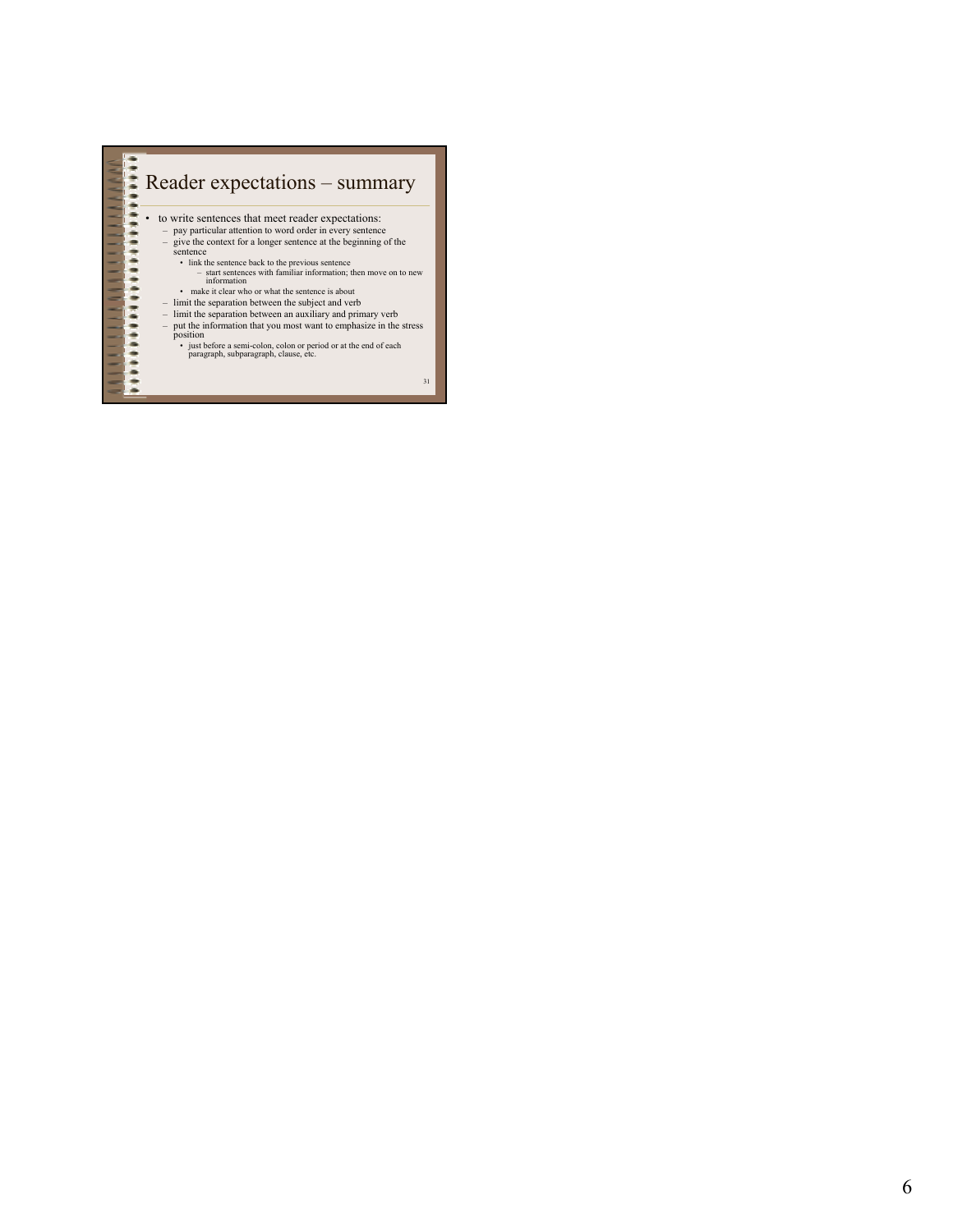# Reader expectations – summary

- to write sentences that meet reader expectations:
  - pay particular attention to word order in every sentence
  - give the context for a longer sentence at the beginning of the sentence
    - link the sentence back to the previous sentence
      - start sentences with familiar information; then move on to new information
    - make it clear who or what the sentence is about
  - limit the separation between the subject and verb
  - limit the separation between an auxiliary and primary verb
  - put the information that you most want to emphasize in the stress position
    - just before a semi-colon, colon or period or at the end of each paragraph, subparagraph, clause, etc.

31